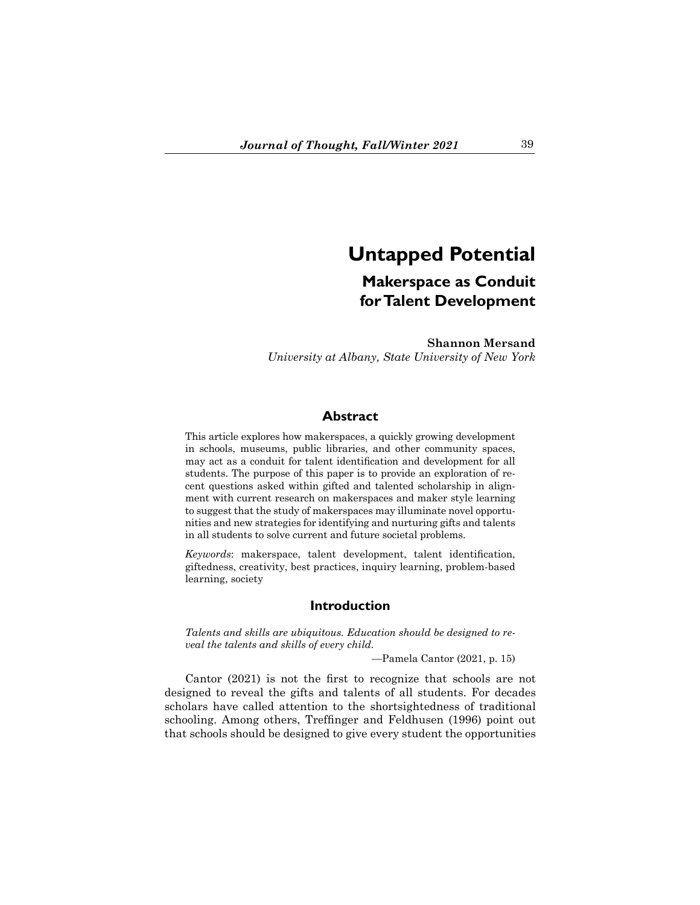# Untapped Potential

## Makerspace as Conduit for Talent Development

**Shannon Mersand**
*University at Albany, State University of New York*

### Abstract

This article explores how makerspaces, a quickly growing development in schools, museums, public libraries, and other community spaces, may act as a conduit for talent identification and development for all students. The purpose of this paper is to provide an exploration of recent questions asked within gifted and talented scholarship in alignment with current research on makerspaces and maker style learning to suggest that the study of makerspaces may illuminate novel opportunities and new strategies for identifying and nurturing gifts and talents in all students to solve current and future societal problems.

*Keywords*: makerspace, talent development, talent identification, giftedness, creativity, best practices, inquiry learning, problem-based learning, society

### Introduction

*Talents and skills are ubiquitous. Education should be designed to reveal the talents and skills of every child.*

—Pamela Cantor (2021, p. 15)

Cantor (2021) is not the first to recognize that schools are not designed to reveal the gifts and talents of all students. For decades scholars have called attention to the shortsightedness of traditional schooling. Among others, Treffinger and Feldhusen (1996) point out that schools should be designed to give every student the opportunities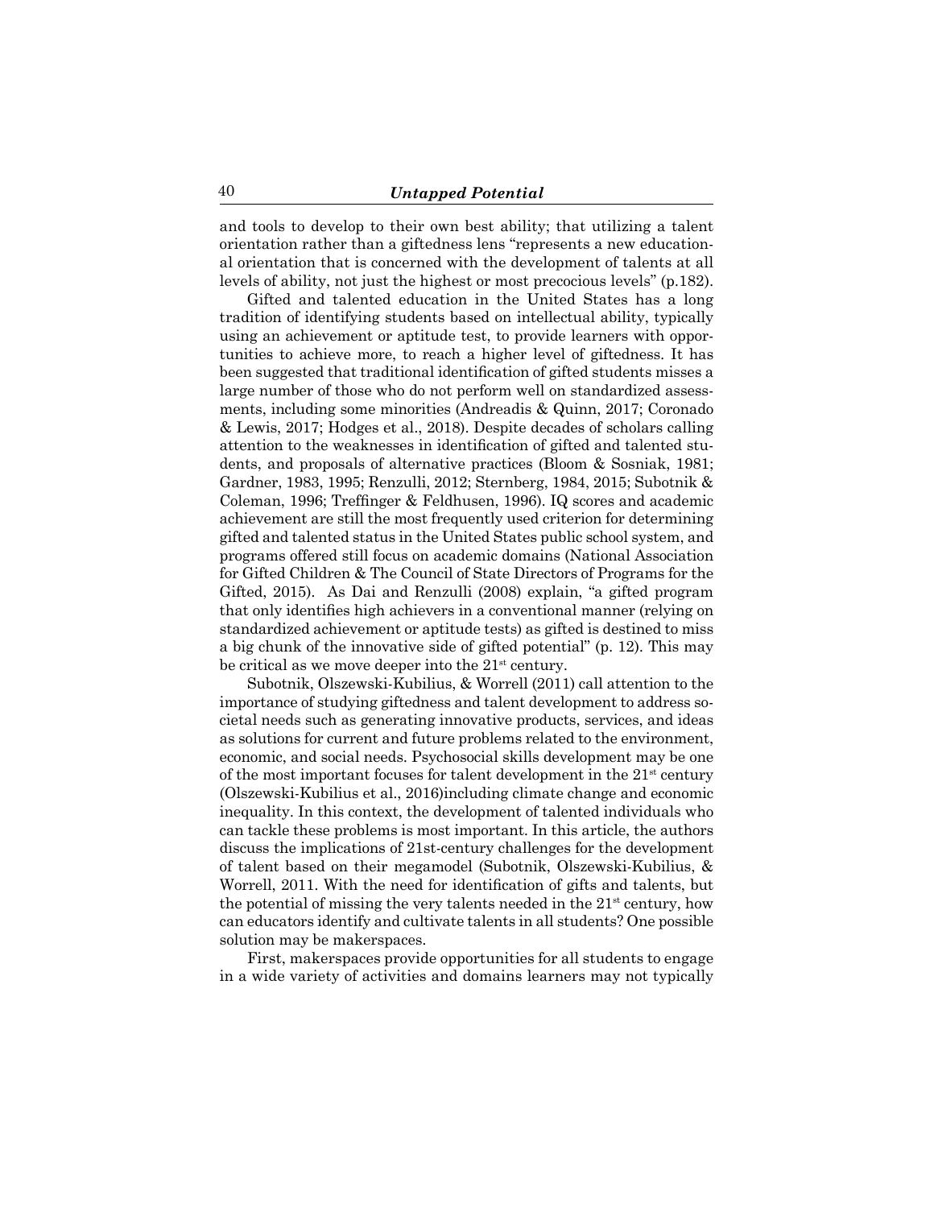and tools to develop to their own best ability; that utilizing a talent orientation rather than a giftedness lens "represents a new educational orientation that is concerned with the development of talents at all levels of ability, not just the highest or most precocious levels" (p.182).

Gifted and talented education in the United States has a long tradition of identifying students based on intellectual ability, typically using an achievement or aptitude test, to provide learners with opportunities to achieve more, to reach a higher level of giftedness. It has been suggested that traditional identification of gifted students misses a large number of those who do not perform well on standardized assessments, including some minorities (Andreadis & Quinn, 2017; Coronado & Lewis, 2017; Hodges et al., 2018). Despite decades of scholars calling attention to the weaknesses in identification of gifted and talented students, and proposals of alternative practices (Bloom & Sosniak, 1981; Gardner, 1983, 1995; Renzulli, 2012; Sternberg, 1984, 2015; Subotnik & Coleman, 1996; Treffinger & Feldhusen, 1996). IQ scores and academic achievement are still the most frequently used criterion for determining gifted and talented status in the United States public school system, and programs offered still focus on academic domains (National Association for Gifted Children & The Council of State Directors of Programs for the Gifted, 2015). As Dai and Renzulli (2008) explain, "a gifted program that only identifies high achievers in a conventional manner (relying on standardized achievement or aptitude tests) as gifted is destined to miss a big chunk of the innovative side of gifted potential" (p. 12). This may be critical as we move deeper into the 21st century.

Subotnik, Olszewski-Kubilius, & Worrell (2011) call attention to the importance of studying giftedness and talent development to address societal needs such as generating innovative products, services, and ideas as solutions for current and future problems related to the environment, economic, and social needs. Psychosocial skills development may be one of the most important focuses for talent development in the 21st century (Olszewski-Kubilius et al., 2016)including climate change and economic inequality. In this context, the development of talented individuals who can tackle these problems is most important. In this article, the authors discuss the implications of 21st-century challenges for the development of talent based on their megamodel (Subotnik, Olszewski-Kubilius, & Worrell, 2011. With the need for identification of gifts and talents, but the potential of missing the very talents needed in the 21st century, how can educators identify and cultivate talents in all students? One possible solution may be makerspaces.

First, makerspaces provide opportunities for all students to engage in a wide variety of activities and domains learners may not typically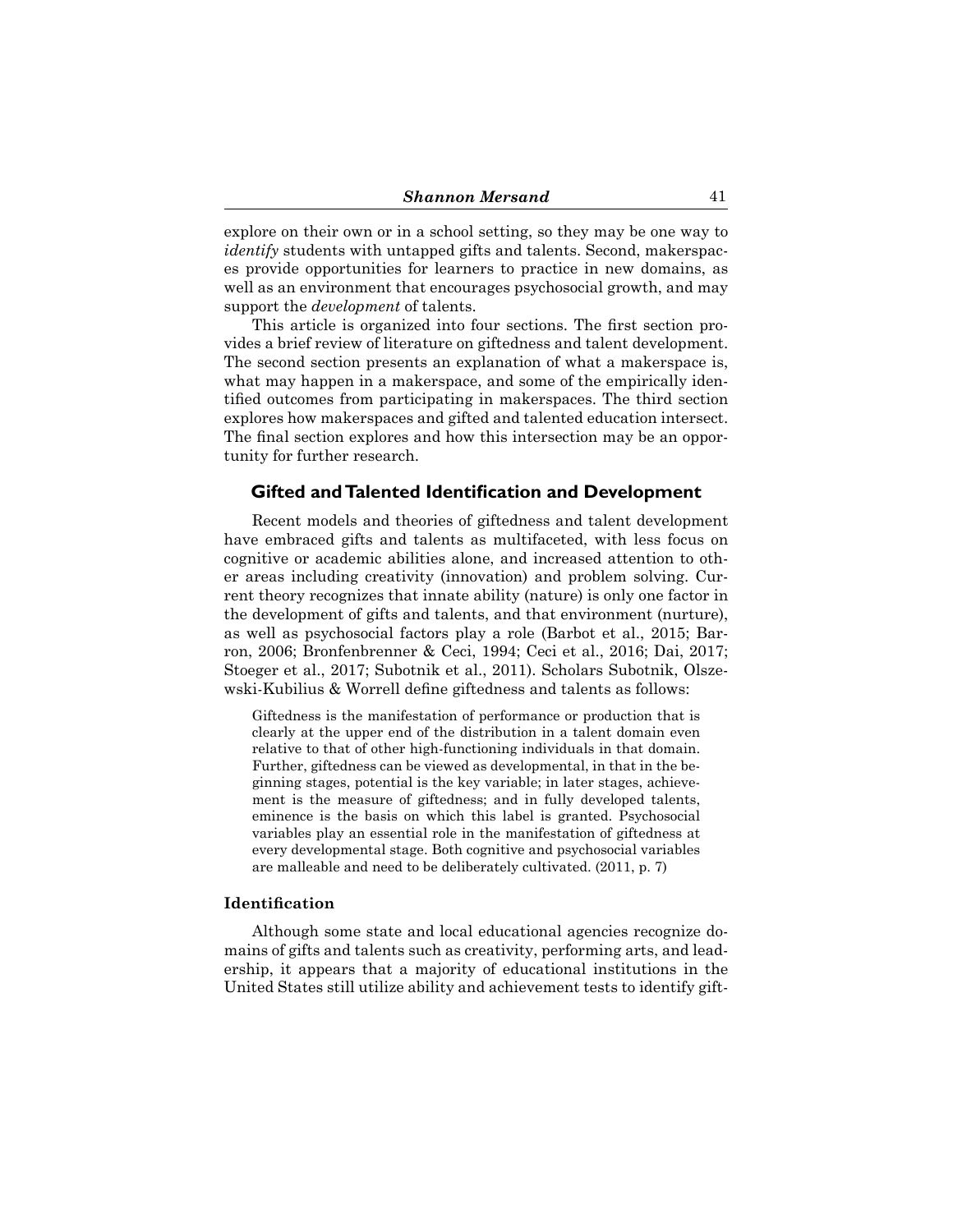explore on their own or in a school setting, so they may be one way to *identify* students with untapped gifts and talents. Second, makerspaces provide opportunities for learners to practice in new domains, as well as an environment that encourages psychosocial growth, and may support the *development* of talents.

This article is organized into four sections. The first section provides a brief review of literature on giftedness and talent development. The second section presents an explanation of what a makerspace is, what may happen in a makerspace, and some of the empirically identified outcomes from participating in makerspaces. The third section explores how makerspaces and gifted and talented education intersect. The final section explores and how this intersection may be an opportunity for further research.

## Gifted and Talented Identification and Development

Recent models and theories of giftedness and talent development have embraced gifts and talents as multifaceted, with less focus on cognitive or academic abilities alone, and increased attention to other areas including creativity (innovation) and problem solving. Current theory recognizes that innate ability (nature) is only one factor in the development of gifts and talents, and that environment (nurture), as well as psychosocial factors play a role (Barbot et al., 2015; Barron, 2006; Bronfenbrenner & Ceci, 1994; Ceci et al., 2016; Dai, 2017; Stoeger et al., 2017; Subotnik et al., 2011). Scholars Subotnik, Olszewski-Kubilius & Worrell define giftedness and talents as follows:

> Giftedness is the manifestation of performance or production that is clearly at the upper end of the distribution in a talent domain even relative to that of other high-functioning individuals in that domain. Further, giftedness can be viewed as developmental, in that in the beginning stages, potential is the key variable; in later stages, achievement is the measure of giftedness; and in fully developed talents, eminence is the basis on which this label is granted. Psychosocial variables play an essential role in the manifestation of giftedness at every developmental stage. Both cognitive and psychosocial variables are malleable and need to be deliberately cultivated. (2011, p. 7)

### Identification

Although some state and local educational agencies recognize domains of gifts and talents such as creativity, performing arts, and leadership, it appears that a majority of educational institutions in the United States still utilize ability and achievement tests to identify gift-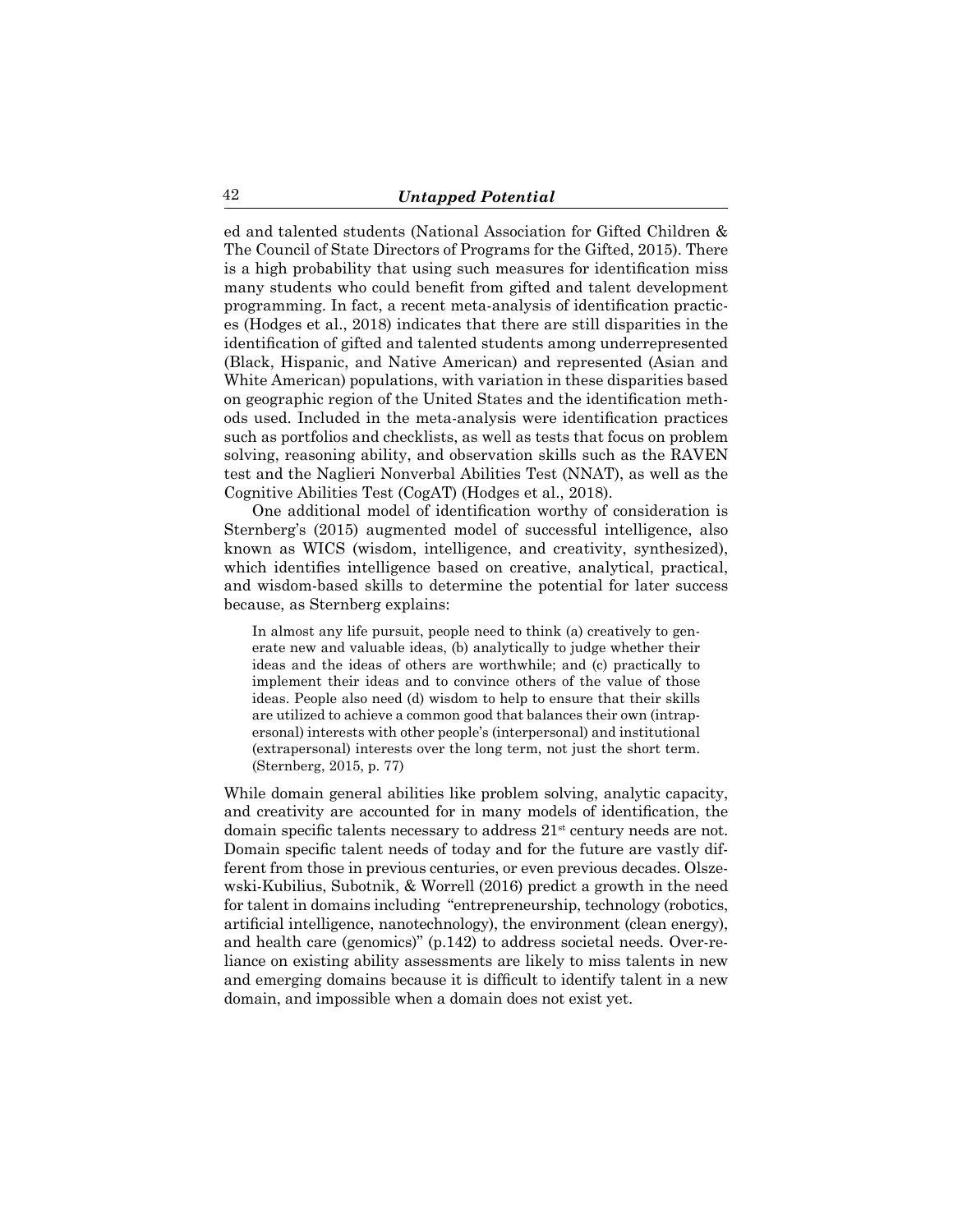ed and talented students (National Association for Gifted Children & The Council of State Directors of Programs for the Gifted, 2015). There is a high probability that using such measures for identification miss many students who could benefit from gifted and talent development programming. In fact, a recent meta-analysis of identification practices (Hodges et al., 2018) indicates that there are still disparities in the identification of gifted and talented students among underrepresented (Black, Hispanic, and Native American) and represented (Asian and White American) populations, with variation in these disparities based on geographic region of the United States and the identification methods used. Included in the meta-analysis were identification practices such as portfolios and checklists, as well as tests that focus on problem solving, reasoning ability, and observation skills such as the RAVEN test and the Naglieri Nonverbal Abilities Test (NNAT), as well as the Cognitive Abilities Test (CogAT) (Hodges et al., 2018).

One additional model of identification worthy of consideration is Sternberg's (2015) augmented model of successful intelligence, also known as WICS (wisdom, intelligence, and creativity, synthesized), which identifies intelligence based on creative, analytical, practical, and wisdom-based skills to determine the potential for later success because, as Sternberg explains:

> In almost any life pursuit, people need to think (a) creatively to generate new and valuable ideas, (b) analytically to judge whether their ideas and the ideas of others are worthwhile; and (c) practically to implement their ideas and to convince others of the value of those ideas. People also need (d) wisdom to help to ensure that their skills are utilized to achieve a common good that balances their own (intrapersonal) interests with other people's (interpersonal) and institutional (extrapersonal) interests over the long term, not just the short term. (Sternberg, 2015, p. 77)

While domain general abilities like problem solving, analytic capacity, and creativity are accounted for in many models of identification, the domain specific talents necessary to address 21st century needs are not. Domain specific talent needs of today and for the future are vastly different from those in previous centuries, or even previous decades. Olszewski-Kubilius, Subotnik, & Worrell (2016) predict a growth in the need for talent in domains including "entrepreneurship, technology (robotics, artificial intelligence, nanotechnology), the environment (clean energy), and health care (genomics)" (p.142) to address societal needs. Over-reliance on existing ability assessments are likely to miss talents in new and emerging domains because it is difficult to identify talent in a new domain, and impossible when a domain does not exist yet.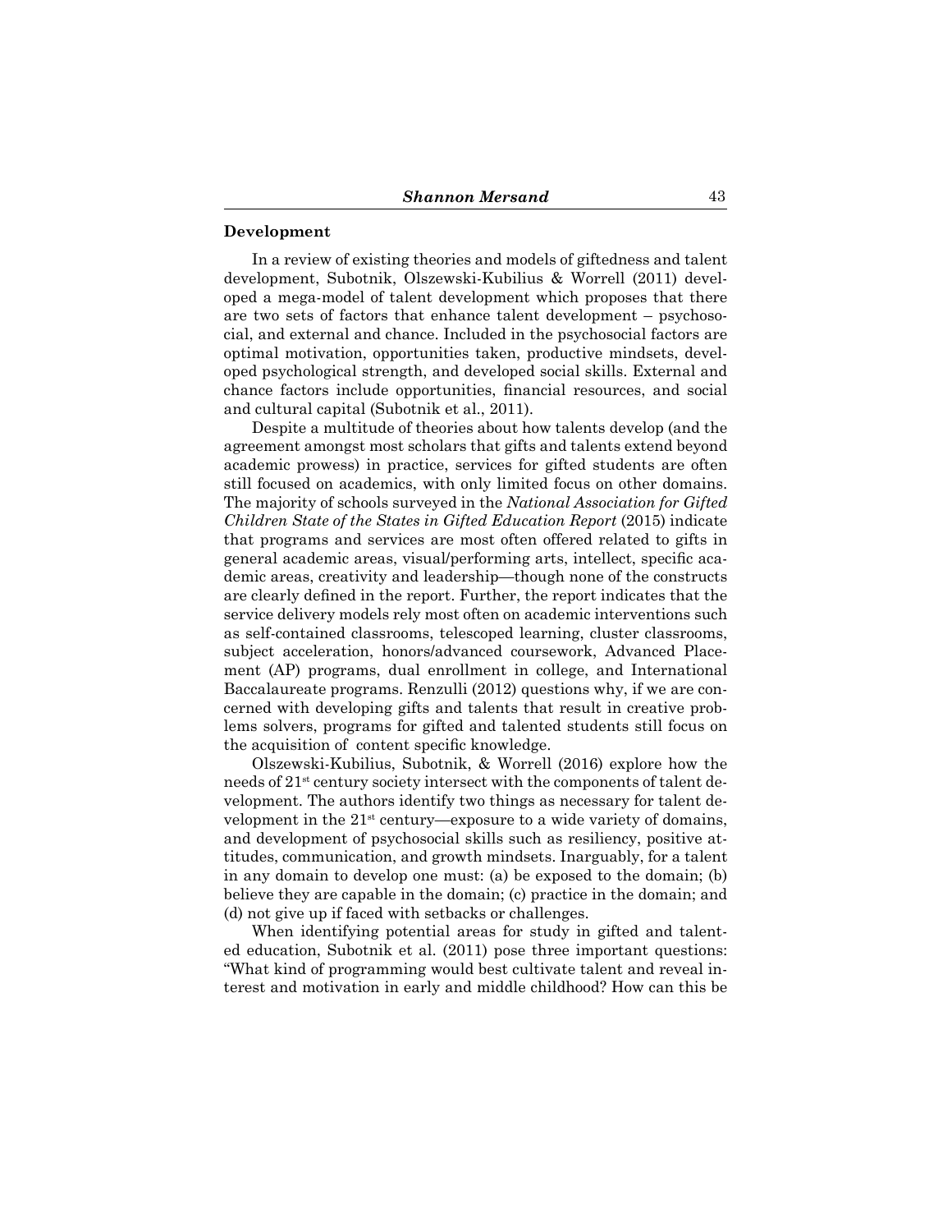**Development**

In a review of existing theories and models of giftedness and talent development, Subotnik, Olszewski-Kubilius & Worrell (2011) developed a mega-model of talent development which proposes that there are two sets of factors that enhance talent development – psychosocial, and external and chance. Included in the psychosocial factors are optimal motivation, opportunities taken, productive mindsets, developed psychological strength, and developed social skills. External and chance factors include opportunities, financial resources, and social and cultural capital (Subotnik et al., 2011).

Despite a multitude of theories about how talents develop (and the agreement amongst most scholars that gifts and talents extend beyond academic prowess) in practice, services for gifted students are often still focused on academics, with only limited focus on other domains. The majority of schools surveyed in the *National Association for Gifted Children State of the States in Gifted Education Report* (2015) indicate that programs and services are most often offered related to gifts in general academic areas, visual/performing arts, intellect, specific academic areas, creativity and leadership—though none of the constructs are clearly defined in the report. Further, the report indicates that the service delivery models rely most often on academic interventions such as self-contained classrooms, telescoped learning, cluster classrooms, subject acceleration, honors/advanced coursework, Advanced Placement (AP) programs, dual enrollment in college, and International Baccalaureate programs. Renzulli (2012) questions why, if we are concerned with developing gifts and talents that result in creative problems solvers, programs for gifted and talented students still focus on the acquisition of content specific knowledge.

Olszewski-Kubilius, Subotnik, & Worrell (2016) explore how the needs of 21st century society intersect with the components of talent development. The authors identify two things as necessary for talent development in the 21st century—exposure to a wide variety of domains, and development of psychosocial skills such as resiliency, positive attitudes, communication, and growth mindsets. Inarguably, for a talent in any domain to develop one must: (a) be exposed to the domain; (b) believe they are capable in the domain; (c) practice in the domain; and (d) not give up if faced with setbacks or challenges.

When identifying potential areas for study in gifted and talented education, Subotnik et al. (2011) pose three important questions: "What kind of programming would best cultivate talent and reveal interest and motivation in early and middle childhood? How can this be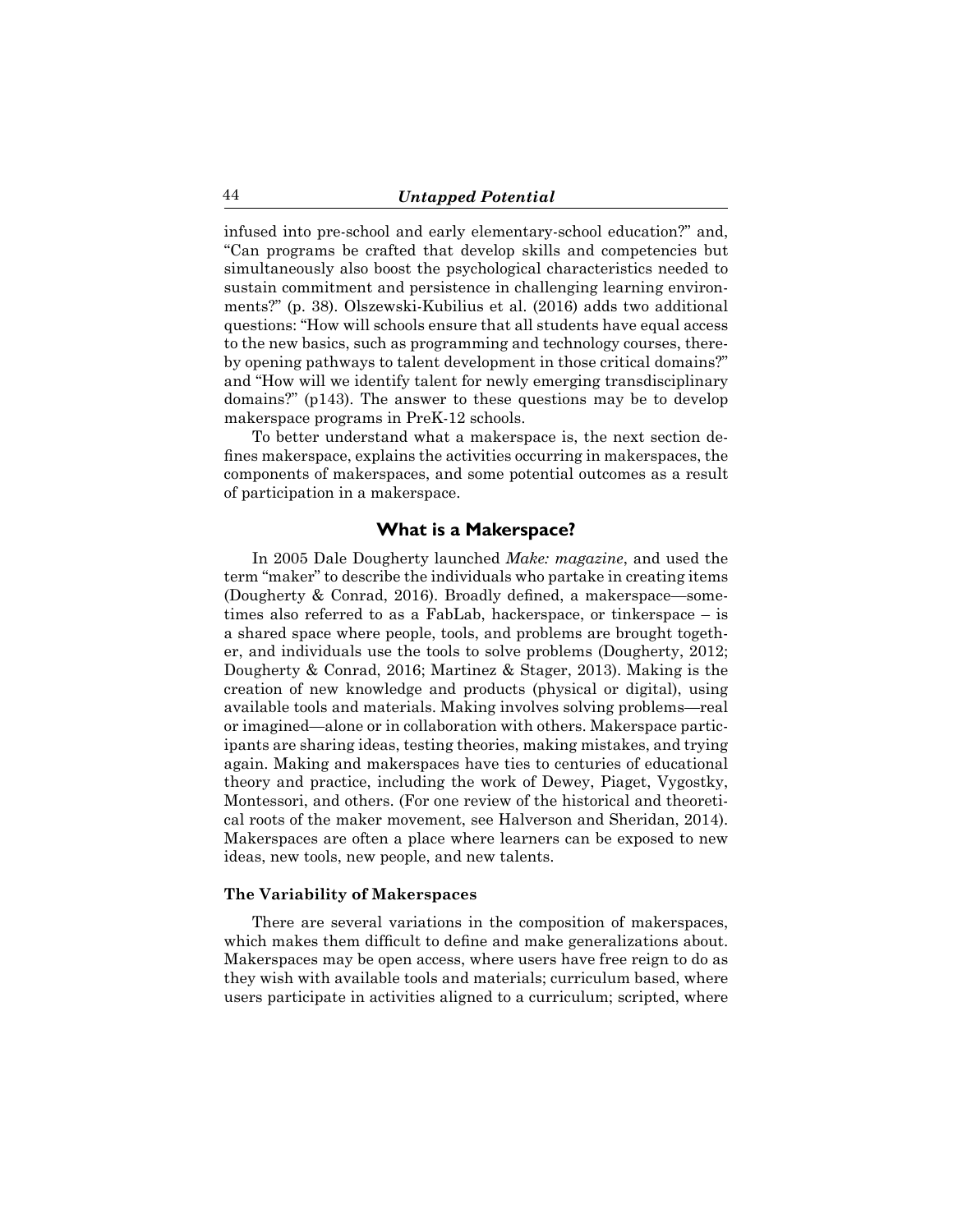infused into pre-school and early elementary-school education?" and, "Can programs be crafted that develop skills and competencies but simultaneously also boost the psychological characteristics needed to sustain commitment and persistence in challenging learning environments?" (p. 38). Olszewski-Kubilius et al. (2016) adds two additional questions: "How will schools ensure that all students have equal access to the new basics, such as programming and technology courses, thereby opening pathways to talent development in those critical domains?" and "How will we identify talent for newly emerging transdisciplinary domains?" (p143). The answer to these questions may be to develop makerspace programs in PreK-12 schools.

To better understand what a makerspace is, the next section defines makerspace, explains the activities occurring in makerspaces, the components of makerspaces, and some potential outcomes as a result of participation in a makerspace.

## What is a Makerspace?

In 2005 Dale Dougherty launched *Make: magazine*, and used the term "maker" to describe the individuals who partake in creating items (Dougherty & Conrad, 2016). Broadly defined, a makerspace—sometimes also referred to as a FabLab, hackerspace, or tinkerspace – is a shared space where people, tools, and problems are brought together, and individuals use the tools to solve problems (Dougherty, 2012; Dougherty & Conrad, 2016; Martinez & Stager, 2013). Making is the creation of new knowledge and products (physical or digital), using available tools and materials. Making involves solving problems—real or imagined—alone or in collaboration with others. Makerspace participants are sharing ideas, testing theories, making mistakes, and trying again. Making and makerspaces have ties to centuries of educational theory and practice, including the work of Dewey, Piaget, Vygostky, Montessori, and others. (For one review of the historical and theoretical roots of the maker movement, see Halverson and Sheridan, 2014). Makerspaces are often a place where learners can be exposed to new ideas, new tools, new people, and new talents.

### The Variability of Makerspaces

There are several variations in the composition of makerspaces, which makes them difficult to define and make generalizations about. Makerspaces may be open access, where users have free reign to do as they wish with available tools and materials; curriculum based, where users participate in activities aligned to a curriculum; scripted, where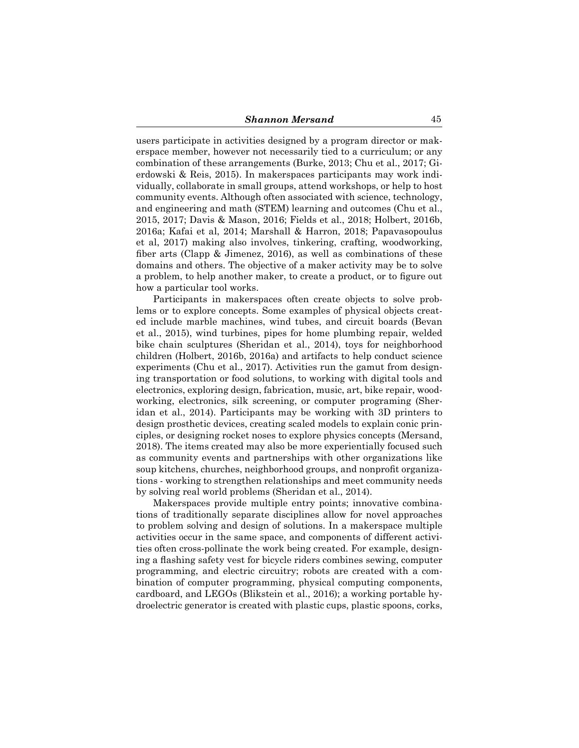users participate in activities designed by a program director or makerspace member, however not necessarily tied to a curriculum; or any combination of these arrangements (Burke, 2013; Chu et al., 2017; Gierdowski & Reis, 2015). In makerspaces participants may work individually, collaborate in small groups, attend workshops, or help to host community events. Although often associated with science, technology, and engineering and math (STEM) learning and outcomes (Chu et al., 2015, 2017; Davis & Mason, 2016; Fields et al., 2018; Holbert, 2016b, 2016a; Kafai et al, 2014; Marshall & Harron, 2018; Papavasopoulus et al, 2017) making also involves, tinkering, crafting, woodworking, fiber arts (Clapp & Jimenez, 2016), as well as combinations of these domains and others. The objective of a maker activity may be to solve a problem, to help another maker, to create a product, or to figure out how a particular tool works.

Participants in makerspaces often create objects to solve problems or to explore concepts. Some examples of physical objects created include marble machines, wind tubes, and circuit boards (Bevan et al., 2015), wind turbines, pipes for home plumbing repair, welded bike chain sculptures (Sheridan et al., 2014), toys for neighborhood children (Holbert, 2016b, 2016a) and artifacts to help conduct science experiments (Chu et al., 2017). Activities run the gamut from designing transportation or food solutions, to working with digital tools and electronics, exploring design, fabrication, music, art, bike repair, woodworking, electronics, silk screening, or computer programing (Sheridan et al., 2014). Participants may be working with 3D printers to design prosthetic devices, creating scaled models to explain conic principles, or designing rocket noses to explore physics concepts (Mersand, 2018). The items created may also be more experientially focused such as community events and partnerships with other organizations like soup kitchens, churches, neighborhood groups, and nonprofit organizations - working to strengthen relationships and meet community needs by solving real world problems (Sheridan et al., 2014).

Makerspaces provide multiple entry points; innovative combinations of traditionally separate disciplines allow for novel approaches to problem solving and design of solutions. In a makerspace multiple activities occur in the same space, and components of different activities often cross-pollinate the work being created. For example, designing a flashing safety vest for bicycle riders combines sewing, computer programming, and electric circuitry; robots are created with a combination of computer programming, physical computing components, cardboard, and LEGOs (Blikstein et al., 2016); a working portable hydroelectric generator is created with plastic cups, plastic spoons, corks,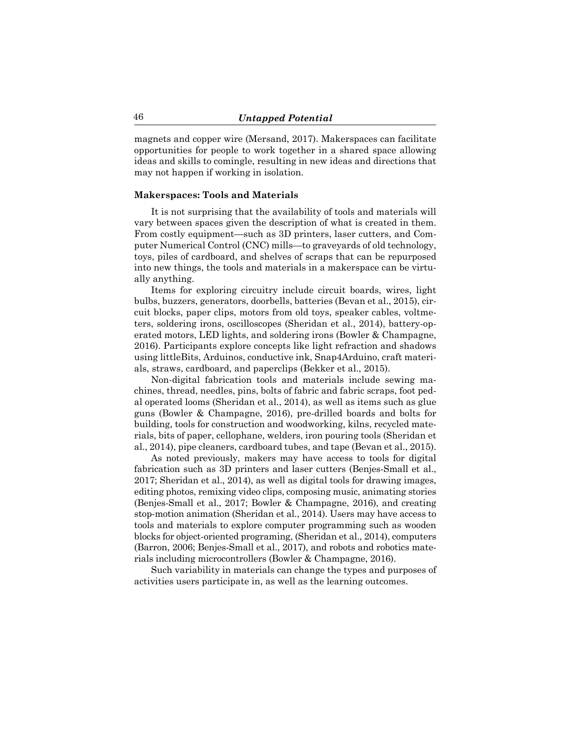magnets and copper wire (Mersand, 2017). Makerspaces can facilitate opportunities for people to work together in a shared space allowing ideas and skills to comingle, resulting in new ideas and directions that may not happen if working in isolation.

### Makerspaces: Tools and Materials

It is not surprising that the availability of tools and materials will vary between spaces given the description of what is created in them. From costly equipment—such as 3D printers, laser cutters, and Computer Numerical Control (CNC) mills—to graveyards of old technology, toys, piles of cardboard, and shelves of scraps that can be repurposed into new things, the tools and materials in a makerspace can be virtually anything.

Items for exploring circuitry include circuit boards, wires, light bulbs, buzzers, generators, doorbells, batteries (Bevan et al., 2015), circuit blocks, paper clips, motors from old toys, speaker cables, voltmeters, soldering irons, oscilloscopes (Sheridan et al., 2014), battery-operated motors, LED lights, and soldering irons (Bowler & Champagne, 2016). Participants explore concepts like light refraction and shadows using littleBits, Arduinos, conductive ink, Snap4Arduino, craft materials, straws, cardboard, and paperclips (Bekker et al., 2015).

Non-digital fabrication tools and materials include sewing machines, thread, needles, pins, bolts of fabric and fabric scraps, foot pedal operated looms (Sheridan et al., 2014), as well as items such as glue guns (Bowler & Champagne, 2016), pre-drilled boards and bolts for building, tools for construction and woodworking, kilns, recycled materials, bits of paper, cellophane, welders, iron pouring tools (Sheridan et al., 2014), pipe cleaners, cardboard tubes, and tape (Bevan et al., 2015).

As noted previously, makers may have access to tools for digital fabrication such as 3D printers and laser cutters (Benjes-Small et al., 2017; Sheridan et al., 2014), as well as digital tools for drawing images, editing photos, remixing video clips, composing music, animating stories (Benjes-Small et al., 2017; Bowler & Champagne, 2016), and creating stop-motion animation (Sheridan et al., 2014). Users may have access to tools and materials to explore computer programming such as wooden blocks for object-oriented programing, (Sheridan et al., 2014), computers (Barron, 2006; Benjes-Small et al., 2017), and robots and robotics materials including microcontrollers (Bowler & Champagne, 2016).

Such variability in materials can change the types and purposes of activities users participate in, as well as the learning outcomes.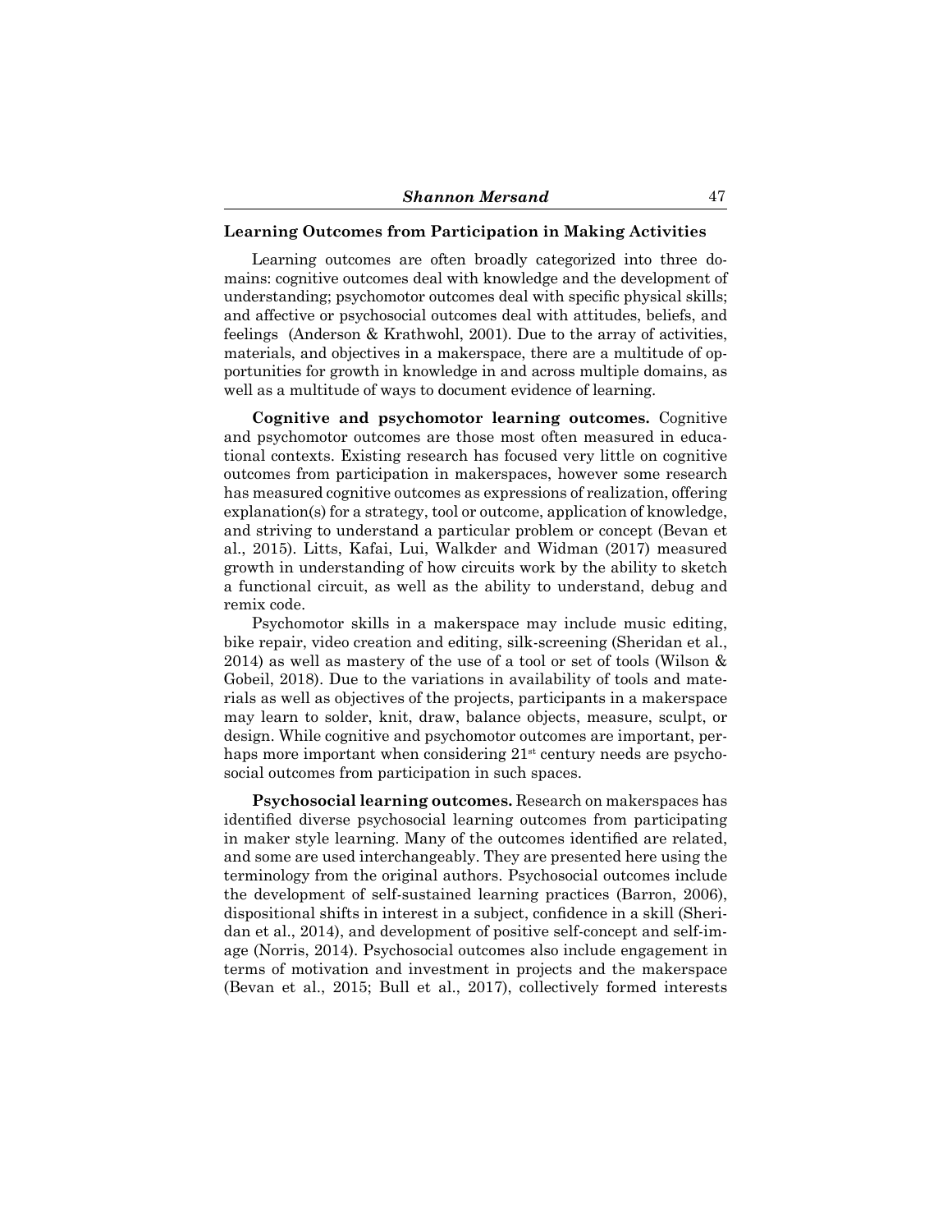## Learning Outcomes from Participation in Making Activities

Learning outcomes are often broadly categorized into three domains: cognitive outcomes deal with knowledge and the development of understanding; psychomotor outcomes deal with specific physical skills; and affective or psychosocial outcomes deal with attitudes, beliefs, and feelings (Anderson & Krathwohl, 2001). Due to the array of activities, materials, and objectives in a makerspace, there are a multitude of opportunities for growth in knowledge in and across multiple domains, as well as a multitude of ways to document evidence of learning.

**Cognitive and psychomotor learning outcomes.** Cognitive and psychomotor outcomes are those most often measured in educational contexts. Existing research has focused very little on cognitive outcomes from participation in makerspaces, however some research has measured cognitive outcomes as expressions of realization, offering explanation(s) for a strategy, tool or outcome, application of knowledge, and striving to understand a particular problem or concept (Bevan et al., 2015). Litts, Kafai, Lui, Walkder and Widman (2017) measured growth in understanding of how circuits work by the ability to sketch a functional circuit, as well as the ability to understand, debug and remix code.

Psychomotor skills in a makerspace may include music editing, bike repair, video creation and editing, silk-screening (Sheridan et al., 2014) as well as mastery of the use of a tool or set of tools (Wilson & Gobeil, 2018). Due to the variations in availability of tools and materials as well as objectives of the projects, participants in a makerspace may learn to solder, knit, draw, balance objects, measure, sculpt, or design. While cognitive and psychomotor outcomes are important, perhaps more important when considering 21st century needs are psychosocial outcomes from participation in such spaces.

**Psychosocial learning outcomes.** Research on makerspaces has identified diverse psychosocial learning outcomes from participating in maker style learning. Many of the outcomes identified are related, and some are used interchangeably. They are presented here using the terminology from the original authors. Psychosocial outcomes include the development of self-sustained learning practices (Barron, 2006), dispositional shifts in interest in a subject, confidence in a skill (Sheridan et al., 2014), and development of positive self-concept and self-image (Norris, 2014). Psychosocial outcomes also include engagement in terms of motivation and investment in projects and the makerspace (Bevan et al., 2015; Bull et al., 2017), collectively formed interests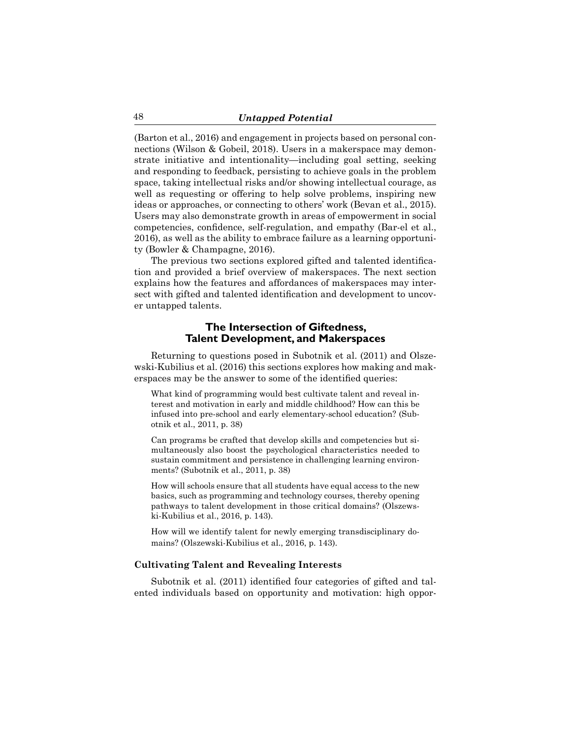(Barton et al., 2016) and engagement in projects based on personal connections (Wilson & Gobeil, 2018). Users in a makerspace may demonstrate initiative and intentionality—including goal setting, seeking and responding to feedback, persisting to achieve goals in the problem space, taking intellectual risks and/or showing intellectual courage, as well as requesting or offering to help solve problems, inspiring new ideas or approaches, or connecting to others' work (Bevan et al., 2015). Users may also demonstrate growth in areas of empowerment in social competencies, confidence, self-regulation, and empathy (Bar-el et al., 2016), as well as the ability to embrace failure as a learning opportunity (Bowler & Champagne, 2016).

The previous two sections explored gifted and talented identification and provided a brief overview of makerspaces. The next section explains how the features and affordances of makerspaces may intersect with gifted and talented identification and development to uncover untapped talents.

## The Intersection of Giftedness, Talent Development, and Makerspaces

Returning to questions posed in Subotnik et al. (2011) and Olszewski-Kubilius et al. (2016) this sections explores how making and makerspaces may be the answer to some of the identified queries:

> What kind of programming would best cultivate talent and reveal interest and motivation in early and middle childhood? How can this be infused into pre-school and early elementary-school education? (Subotnik et al., 2011, p. 38)
>
> Can programs be crafted that develop skills and competencies but simultaneously also boost the psychological characteristics needed to sustain commitment and persistence in challenging learning environments? (Subotnik et al., 2011, p. 38)
>
> How will schools ensure that all students have equal access to the new basics, such as programming and technology courses, thereby opening pathways to talent development in those critical domains? (Olszewski-Kubilius et al., 2016, p. 143).
>
> How will we identify talent for newly emerging transdisciplinary domains? (Olszewski-Kubilius et al., 2016, p. 143).

### Cultivating Talent and Revealing Interests

Subotnik et al. (2011) identified four categories of gifted and talented individuals based on opportunity and motivation: high oppor-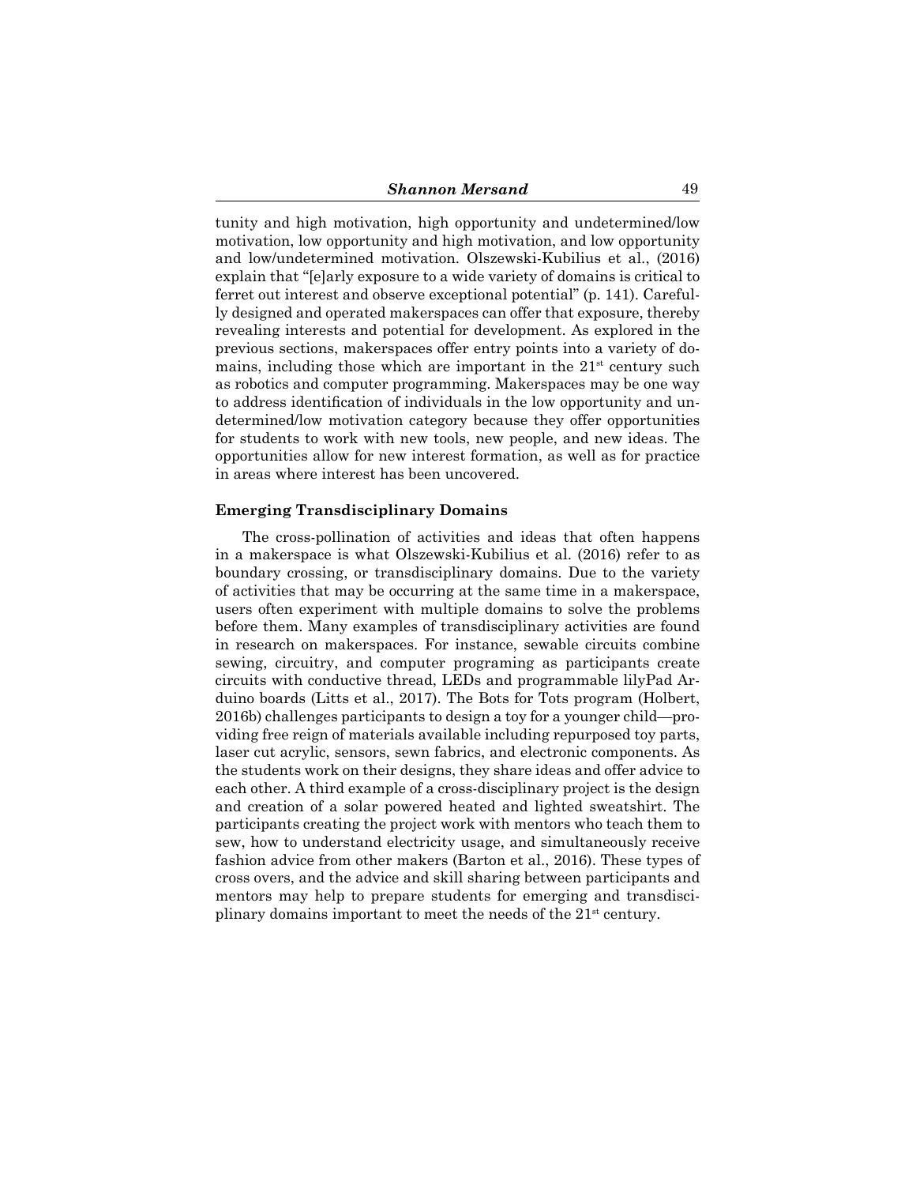tunity and high motivation, high opportunity and undetermined/low motivation, low opportunity and high motivation, and low opportunity and low/undetermined motivation. Olszewski-Kubilius et al., (2016) explain that "[e]arly exposure to a wide variety of domains is critical to ferret out interest and observe exceptional potential" (p. 141). Carefully designed and operated makerspaces can offer that exposure, thereby revealing interests and potential for development. As explored in the previous sections, makerspaces offer entry points into a variety of domains, including those which are important in the 21st century such as robotics and computer programming. Makerspaces may be one way to address identification of individuals in the low opportunity and undetermined/low motivation category because they offer opportunities for students to work with new tools, new people, and new ideas. The opportunities allow for new interest formation, as well as for practice in areas where interest has been uncovered.

### Emerging Transdisciplinary Domains

The cross-pollination of activities and ideas that often happens in a makerspace is what Olszewski-Kubilius et al. (2016) refer to as boundary crossing, or transdisciplinary domains. Due to the variety of activities that may be occurring at the same time in a makerspace, users often experiment with multiple domains to solve the problems before them. Many examples of transdisciplinary activities are found in research on makerspaces. For instance, sewable circuits combine sewing, circuitry, and computer programing as participants create circuits with conductive thread, LEDs and programmable lilyPad Arduino boards (Litts et al., 2017). The Bots for Tots program (Holbert, 2016b) challenges participants to design a toy for a younger child—providing free reign of materials available including repurposed toy parts, laser cut acrylic, sensors, sewn fabrics, and electronic components. As the students work on their designs, they share ideas and offer advice to each other. A third example of a cross-disciplinary project is the design and creation of a solar powered heated and lighted sweatshirt. The participants creating the project work with mentors who teach them to sew, how to understand electricity usage, and simultaneously receive fashion advice from other makers (Barton et al., 2016). These types of cross overs, and the advice and skill sharing between participants and mentors may help to prepare students for emerging and transdisciplinary domains important to meet the needs of the 21st century.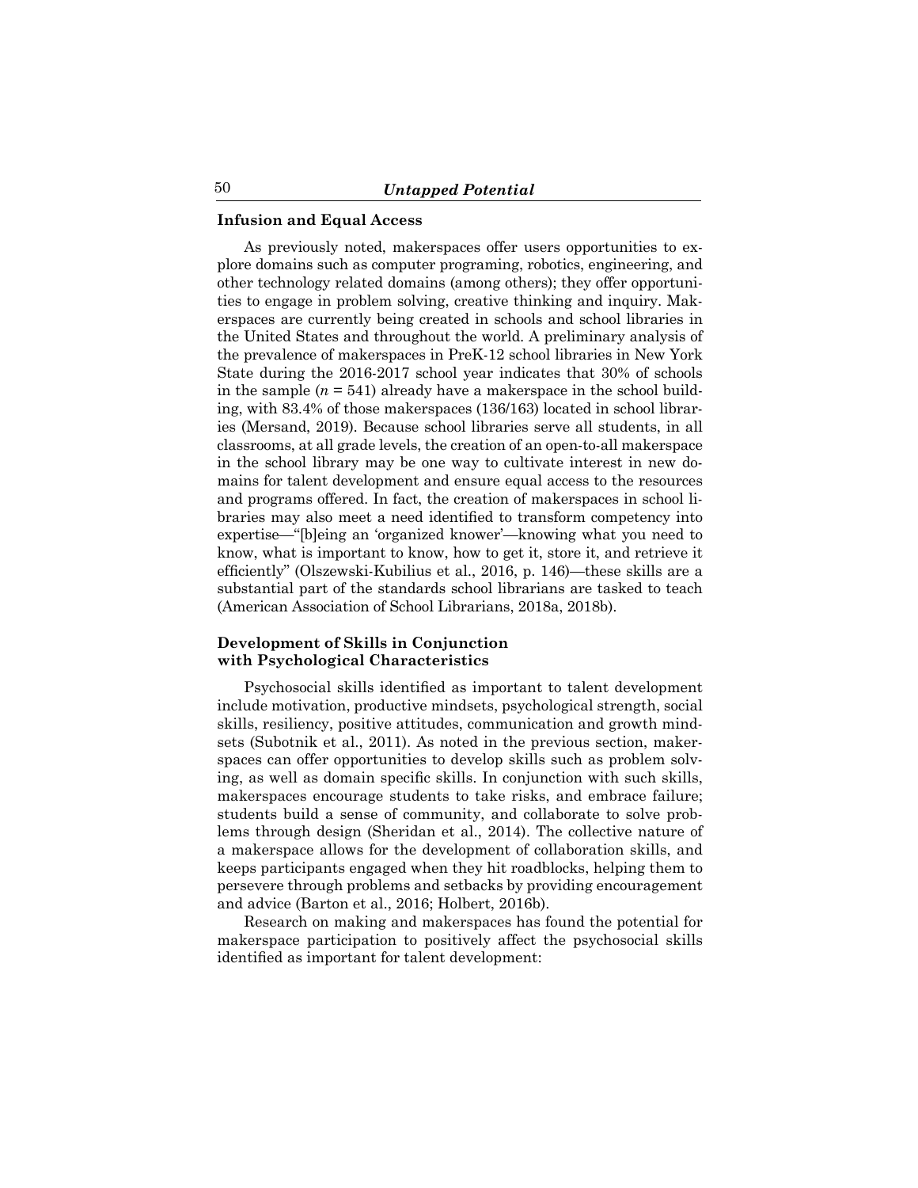### Infusion and Equal Access

As previously noted, makerspaces offer users opportunities to explore domains such as computer programing, robotics, engineering, and other technology related domains (among others); they offer opportunities to engage in problem solving, creative thinking and inquiry. Makerspaces are currently being created in schools and school libraries in the United States and throughout the world. A preliminary analysis of the prevalence of makerspaces in PreK-12 school libraries in New York State during the 2016-2017 school year indicates that 30% of schools in the sample ($n$ = 541) already have a makerspace in the school building, with 83.4% of those makerspaces (136/163) located in school libraries (Mersand, 2019). Because school libraries serve all students, in all classrooms, at all grade levels, the creation of an open-to-all makerspace in the school library may be one way to cultivate interest in new domains for talent development and ensure equal access to the resources and programs offered. In fact, the creation of makerspaces in school libraries may also meet a need identified to transform competency into expertise—"[b]eing an 'organized knower'—knowing what you need to know, what is important to know, how to get it, store it, and retrieve it efficiently" (Olszewski-Kubilius et al., 2016, p. 146)—these skills are a substantial part of the standards school librarians are tasked to teach (American Association of School Librarians, 2018a, 2018b).

### Development of Skills in Conjunction with Psychological Characteristics

Psychosocial skills identified as important to talent development include motivation, productive mindsets, psychological strength, social skills, resiliency, positive attitudes, communication and growth mindsets (Subotnik et al., 2011). As noted in the previous section, makerspaces can offer opportunities to develop skills such as problem solving, as well as domain specific skills. In conjunction with such skills, makerspaces encourage students to take risks, and embrace failure; students build a sense of community, and collaborate to solve problems through design (Sheridan et al., 2014). The collective nature of a makerspace allows for the development of collaboration skills, and keeps participants engaged when they hit roadblocks, helping them to persevere through problems and setbacks by providing encouragement and advice (Barton et al., 2016; Holbert, 2016b).

Research on making and makerspaces has found the potential for makerspace participation to positively affect the psychosocial skills identified as important for talent development: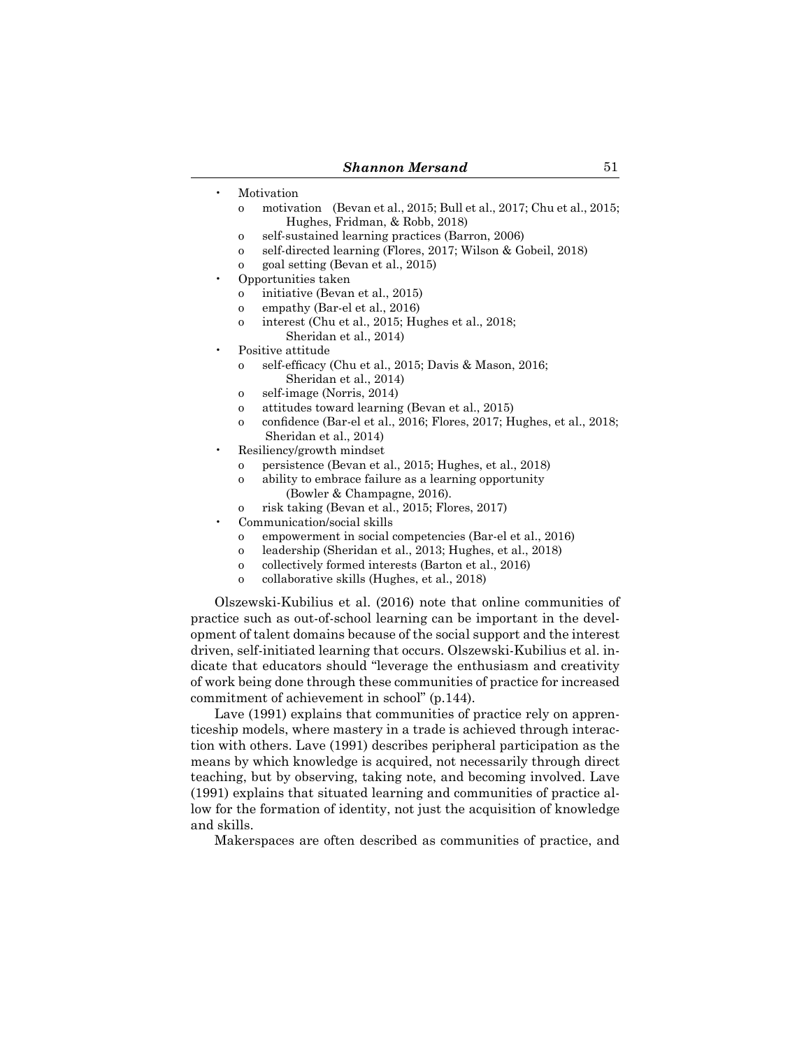- Motivation
    - motivation (Bevan et al., 2015; Bull et al., 2017; Chu et al., 2015; Hughes, Fridman, & Robb, 2018)
    - self-sustained learning practices (Barron, 2006)
    - self-directed learning (Flores, 2017; Wilson & Gobeil, 2018)
    - goal setting (Bevan et al., 2015)
- Opportunities taken
    - initiative (Bevan et al., 2015)
    - empathy (Bar-el et al., 2016)
    - interest (Chu et al., 2015; Hughes et al., 2018; Sheridan et al., 2014)
- Positive attitude
    - self-efficacy (Chu et al., 2015; Davis & Mason, 2016; Sheridan et al., 2014)
    - self-image (Norris, 2014)
    - attitudes toward learning (Bevan et al., 2015)
    - confidence (Bar-el et al., 2016; Flores, 2017; Hughes, et al., 2018; Sheridan et al., 2014)
- Resiliency/growth mindset
    - persistence (Bevan et al., 2015; Hughes, et al., 2018)
    - ability to embrace failure as a learning opportunity (Bowler & Champagne, 2016).
    - risk taking (Bevan et al., 2015; Flores, 2017)
- Communication/social skills
    - empowerment in social competencies (Bar-el et al., 2016)
    - leadership (Sheridan et al., 2013; Hughes, et al., 2018)
    - collectively formed interests (Barton et al., 2016)
    - collaborative skills (Hughes, et al., 2018)

Olszewski-Kubilius et al. (2016) note that online communities of practice such as out-of-school learning can be important in the development of talent domains because of the social support and the interest driven, self-initiated learning that occurs. Olszewski-Kubilius et al. indicate that educators should "leverage the enthusiasm and creativity of work being done through these communities of practice for increased commitment of achievement in school" (p.144).

Lave (1991) explains that communities of practice rely on apprenticeship models, where mastery in a trade is achieved through interaction with others. Lave (1991) describes peripheral participation as the means by which knowledge is acquired, not necessarily through direct teaching, but by observing, taking note, and becoming involved. Lave (1991) explains that situated learning and communities of practice allow for the formation of identity, not just the acquisition of knowledge and skills.

Makerspaces are often described as communities of practice, and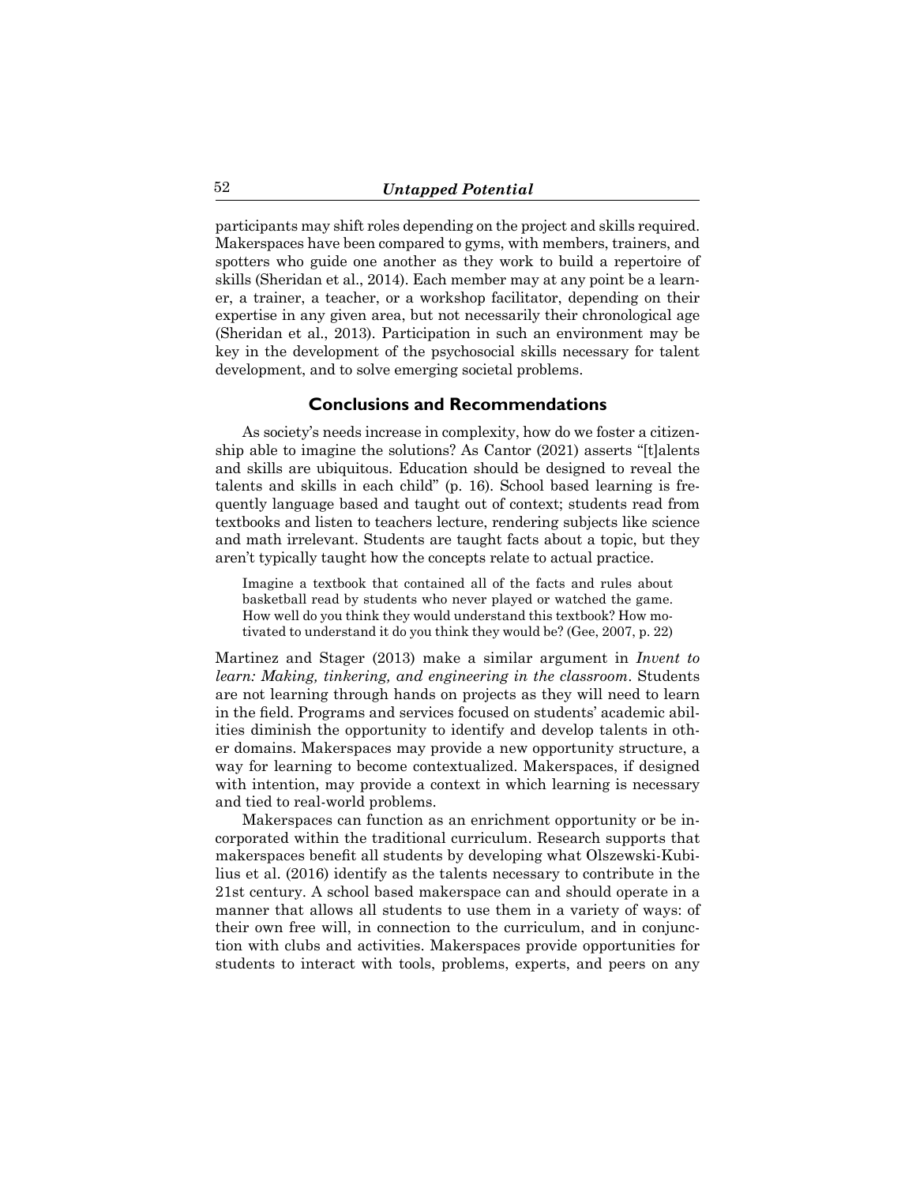participants may shift roles depending on the project and skills required. Makerspaces have been compared to gyms, with members, trainers, and spotters who guide one another as they work to build a repertoire of skills (Sheridan et al., 2014). Each member may at any point be a learner, a trainer, a teacher, or a workshop facilitator, depending on their expertise in any given area, but not necessarily their chronological age (Sheridan et al., 2013). Participation in such an environment may be key in the development of the psychosocial skills necessary for talent development, and to solve emerging societal problems.

## Conclusions and Recommendations

As society's needs increase in complexity, how do we foster a citizenship able to imagine the solutions? As Cantor (2021) asserts "[t]alents and skills are ubiquitous. Education should be designed to reveal the talents and skills in each child" (p. 16). School based learning is frequently language based and taught out of context; students read from textbooks and listen to teachers lecture, rendering subjects like science and math irrelevant. Students are taught facts about a topic, but they aren't typically taught how the concepts relate to actual practice.

> Imagine a textbook that contained all of the facts and rules about basketball read by students who never played or watched the game. How well do you think they would understand this textbook? How motivated to understand it do you think they would be? (Gee, 2007, p. 22)

Martinez and Stager (2013) make a similar argument in *Invent to learn: Making, tinkering, and engineering in the classroom*. Students are not learning through hands on projects as they will need to learn in the field. Programs and services focused on students' academic abilities diminish the opportunity to identify and develop talents in other domains. Makerspaces may provide a new opportunity structure, a way for learning to become contextualized. Makerspaces, if designed with intention, may provide a context in which learning is necessary and tied to real-world problems.

Makerspaces can function as an enrichment opportunity or be incorporated within the traditional curriculum. Research supports that makerspaces benefit all students by developing what Olszewski-Kubilius et al. (2016) identify as the talents necessary to contribute in the 21st century. A school based makerspace can and should operate in a manner that allows all students to use them in a variety of ways: of their own free will, in connection to the curriculum, and in conjunction with clubs and activities. Makerspaces provide opportunities for students to interact with tools, problems, experts, and peers on any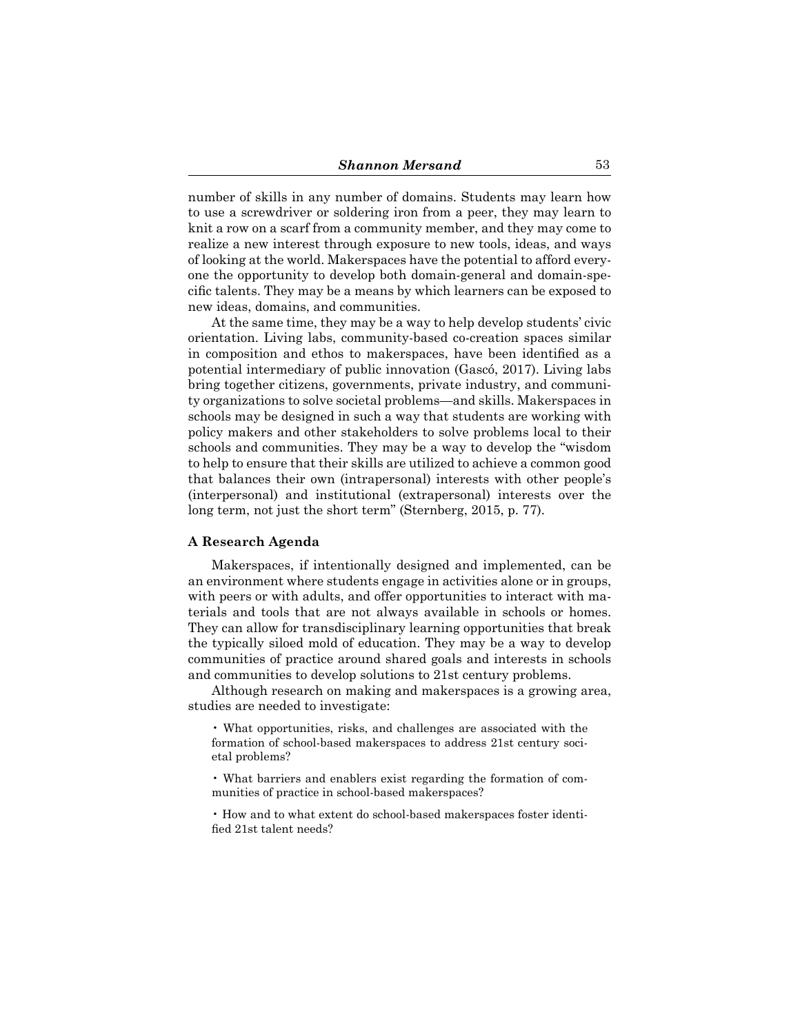number of skills in any number of domains. Students may learn how to use a screwdriver or soldering iron from a peer, they may learn to knit a row on a scarf from a community member, and they may come to realize a new interest through exposure to new tools, ideas, and ways of looking at the world. Makerspaces have the potential to afford everyone the opportunity to develop both domain-general and domain-specific talents. They may be a means by which learners can be exposed to new ideas, domains, and communities.

At the same time, they may be a way to help develop students' civic orientation. Living labs, community-based co-creation spaces similar in composition and ethos to makerspaces, have been identified as a potential intermediary of public innovation (Gascó, 2017). Living labs bring together citizens, governments, private industry, and community organizations to solve societal problems—and skills. Makerspaces in schools may be designed in such a way that students are working with policy makers and other stakeholders to solve problems local to their schools and communities. They may be a way to develop the "wisdom to help to ensure that their skills are utilized to achieve a common good that balances their own (intrapersonal) interests with other people's (interpersonal) and institutional (extrapersonal) interests over the long term, not just the short term" (Sternberg, 2015, p. 77).

### A Research Agenda

Makerspaces, if intentionally designed and implemented, can be an environment where students engage in activities alone or in groups, with peers or with adults, and offer opportunities to interact with materials and tools that are not always available in schools or homes. They can allow for transdisciplinary learning opportunities that break the typically siloed mold of education. They may be a way to develop communities of practice around shared goals and interests in schools and communities to develop solutions to 21st century problems.

Although research on making and makerspaces is a growing area, studies are needed to investigate:

- What opportunities, risks, and challenges are associated with the formation of school-based makerspaces to address 21st century societal problems?
- What barriers and enablers exist regarding the formation of communities of practice in school-based makerspaces?
- How and to what extent do school-based makerspaces foster identified 21st talent needs?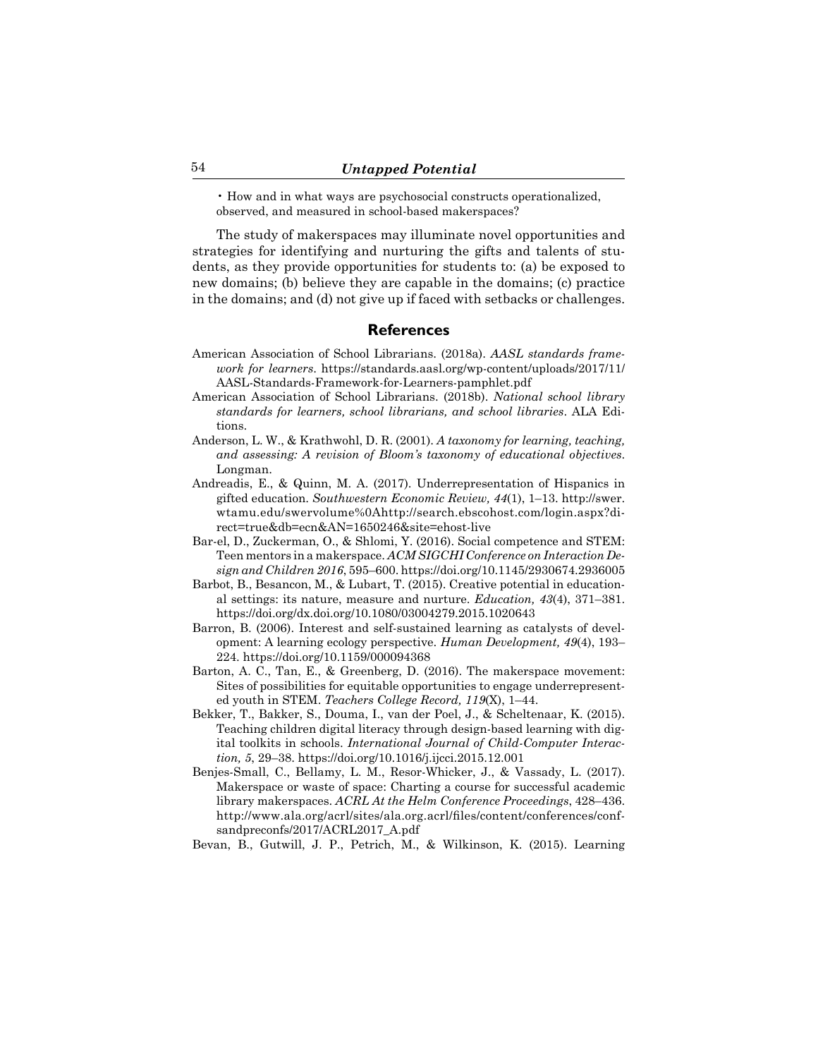- How and in what ways are psychosocial constructs operationalized, observed, and measured in school-based makerspaces?

The study of makerspaces may illuminate novel opportunities and strategies for identifying and nurturing the gifts and talents of students, as they provide opportunities for students to: (a) be exposed to new domains; (b) believe they are capable in the domains; (c) practice in the domains; and (d) not give up if faced with setbacks or challenges.

## References

American Association of School Librarians. (2018a). *AASL standards framework for learners*. https://standards.aasl.org/wp-content/uploads/2017/11/AASL-Standards-Framework-for-Learners-pamphlet.pdf

American Association of School Librarians. (2018b). *National school library standards for learners, school librarians, and school libraries*. ALA Editions.

Anderson, L. W., & Krathwohl, D. R. (2001). *A taxonomy for learning, teaching, and assessing: A revision of Bloom's taxonomy of educational objectives*. Longman.

Andreadis, E., & Quinn, M. A. (2017). Underrepresentation of Hispanics in gifted education. *Southwestern Economic Review, 44*(1), 1–13. http://swer.wtamu.edu/swervolume%0Ahttp://search.ebscohost.com/login.aspx?direct=true&db=ecn&AN=1650246&site=ehost-live

Bar-el, D., Zuckerman, O., & Shlomi, Y. (2016). Social competence and STEM: Teen mentors in a makerspace. *ACM SIGCHI Conference on Interaction Design and Children 2016*, 595–600. https://doi.org/10.1145/2930674.2936005

Barbot, B., Besancon, M., & Lubart, T. (2015). Creative potential in educational settings: its nature, measure and nurture. *Education, 43*(4), 371–381. https://doi.org/dx.doi.org/10.1080/03004279.2015.1020643

Barron, B. (2006). Interest and self-sustained learning as catalysts of development: A learning ecology perspective. *Human Development, 49*(4), 193–224. https://doi.org/10.1159/000094368

Barton, A. C., Tan, E., & Greenberg, D. (2016). The makerspace movement: Sites of possibilities for equitable opportunities to engage underrepresented youth in STEM. *Teachers College Record, 119*(X), 1–44.

Bekker, T., Bakker, S., Douma, I., van der Poel, J., & Scheltenaar, K. (2015). Teaching children digital literacy through design-based learning with digital toolkits in schools. *International Journal of Child-Computer Interaction, 5*, 29–38. https://doi.org/10.1016/j.ijcci.2015.12.001

Benjes-Small, C., Bellamy, L. M., Resor-Whicker, J., & Vassady, L. (2017). Makerspace or waste of space: Charting a course for successful academic library makerspaces. *ACRL At the Helm Conference Proceedings*, 428–436. http://www.ala.org/acrl/sites/ala.org.acrl/files/content/conferences/confsandpreconfs/2017/ACRL2017_A.pdf

Bevan, B., Gutwill, J. P., Petrich, M., & Wilkinson, K. (2015). Learning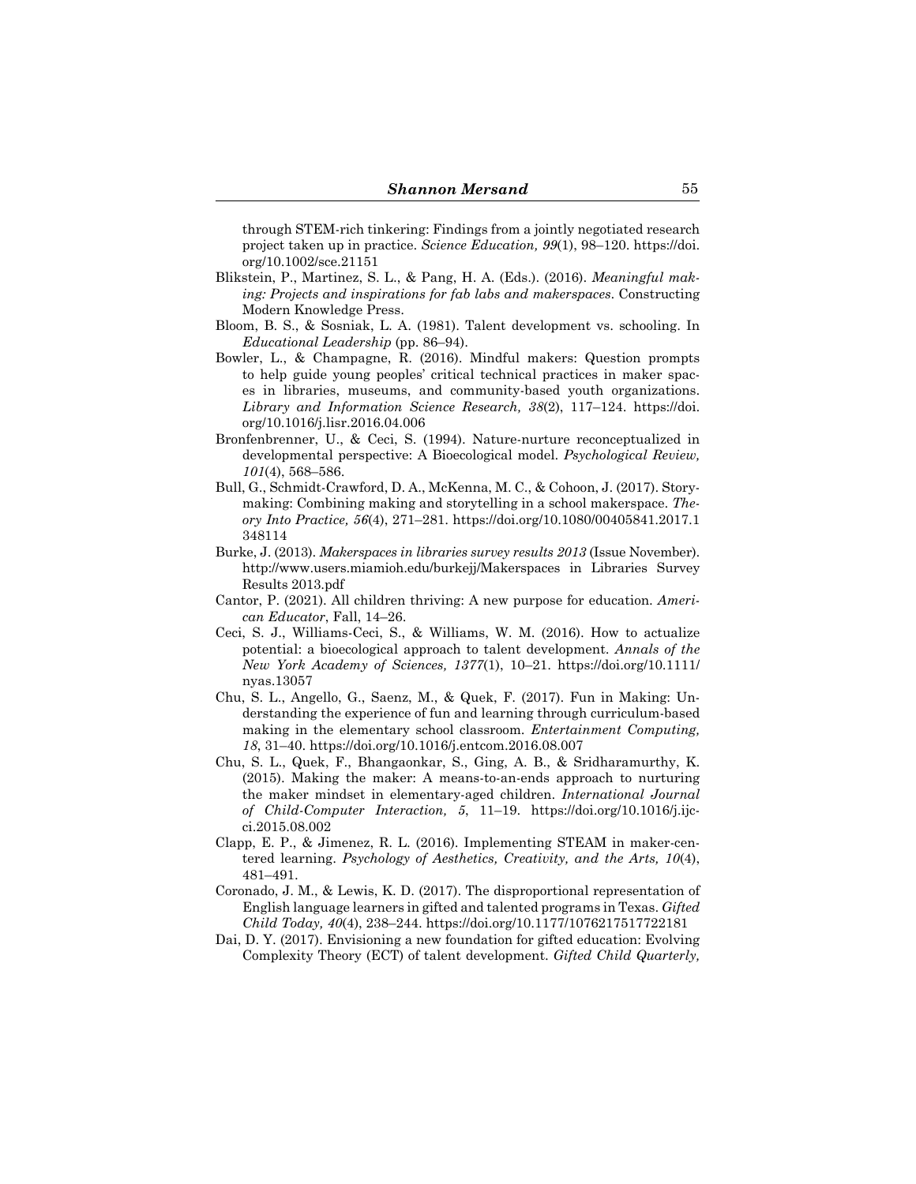through STEM-rich tinkering: Findings from a jointly negotiated research project taken up in practice. *Science Education, 99*(1), 98–120. https://doi.org/10.1002/sce.21151

Blikstein, P., Martinez, S. L., & Pang, H. A. (Eds.). (2016). *Meaningful making: Projects and inspirations for fab labs and makerspaces*. Constructing Modern Knowledge Press.

Bloom, B. S., & Sosniak, L. A. (1981). Talent development vs. schooling. In *Educational Leadership* (pp. 86–94).

Bowler, L., & Champagne, R. (2016). Mindful makers: Question prompts to help guide young peoples' critical technical practices in maker spaces in libraries, museums, and community-based youth organizations. *Library and Information Science Research, 38*(2), 117–124. https://doi.org/10.1016/j.lisr.2016.04.006

Bronfenbrenner, U., & Ceci, S. (1994). Nature-nurture reconceptualized in developmental perspective: A Bioecological model. *Psychological Review, 101*(4), 568–586.

Bull, G., Schmidt-Crawford, D. A., McKenna, M. C., & Cohoon, J. (2017). Storymaking: Combining making and storytelling in a school makerspace. *Theory Into Practice, 56*(4), 271–281. https://doi.org/10.1080/00405841.2017.1348114

Burke, J. (2013). *Makerspaces in libraries survey results 2013* (Issue November). http://www.users.miamioh.edu/burkejj/Makerspaces in Libraries Survey Results 2013.pdf

Cantor, P. (2021). All children thriving: A new purpose for education. *American Educator*, Fall, 14–26.

Ceci, S. J., Williams-Ceci, S., & Williams, W. M. (2016). How to actualize potential: a bioecological approach to talent development. *Annals of the New York Academy of Sciences, 1377*(1), 10–21. https://doi.org/10.1111/nyas.13057

Chu, S. L., Angello, G., Saenz, M., & Quek, F. (2017). Fun in Making: Understanding the experience of fun and learning through curriculum-based making in the elementary school classroom. *Entertainment Computing, 18*, 31–40. https://doi.org/10.1016/j.entcom.2016.08.007

Chu, S. L., Quek, F., Bhangaonkar, S., Ging, A. B., & Sridharamurthy, K. (2015). Making the maker: A means-to-an-ends approach to nurturing the maker mindset in elementary-aged children. *International Journal of Child-Computer Interaction, 5*, 11–19. https://doi.org/10.1016/j.ijcci.2015.08.002

Clapp, E. P., & Jimenez, R. L. (2016). Implementing STEAM in maker-centered learning. *Psychology of Aesthetics, Creativity, and the Arts, 10*(4), 481–491.

Coronado, J. M., & Lewis, K. D. (2017). The disproportional representation of English language learners in gifted and talented programs in Texas. *Gifted Child Today, 40*(4), 238–244. https://doi.org/10.1177/1076217517722181

Dai, D. Y. (2017). Envisioning a new foundation for gifted education: Evolving Complexity Theory (ECT) of talent development. *Gifted Child Quarterly,*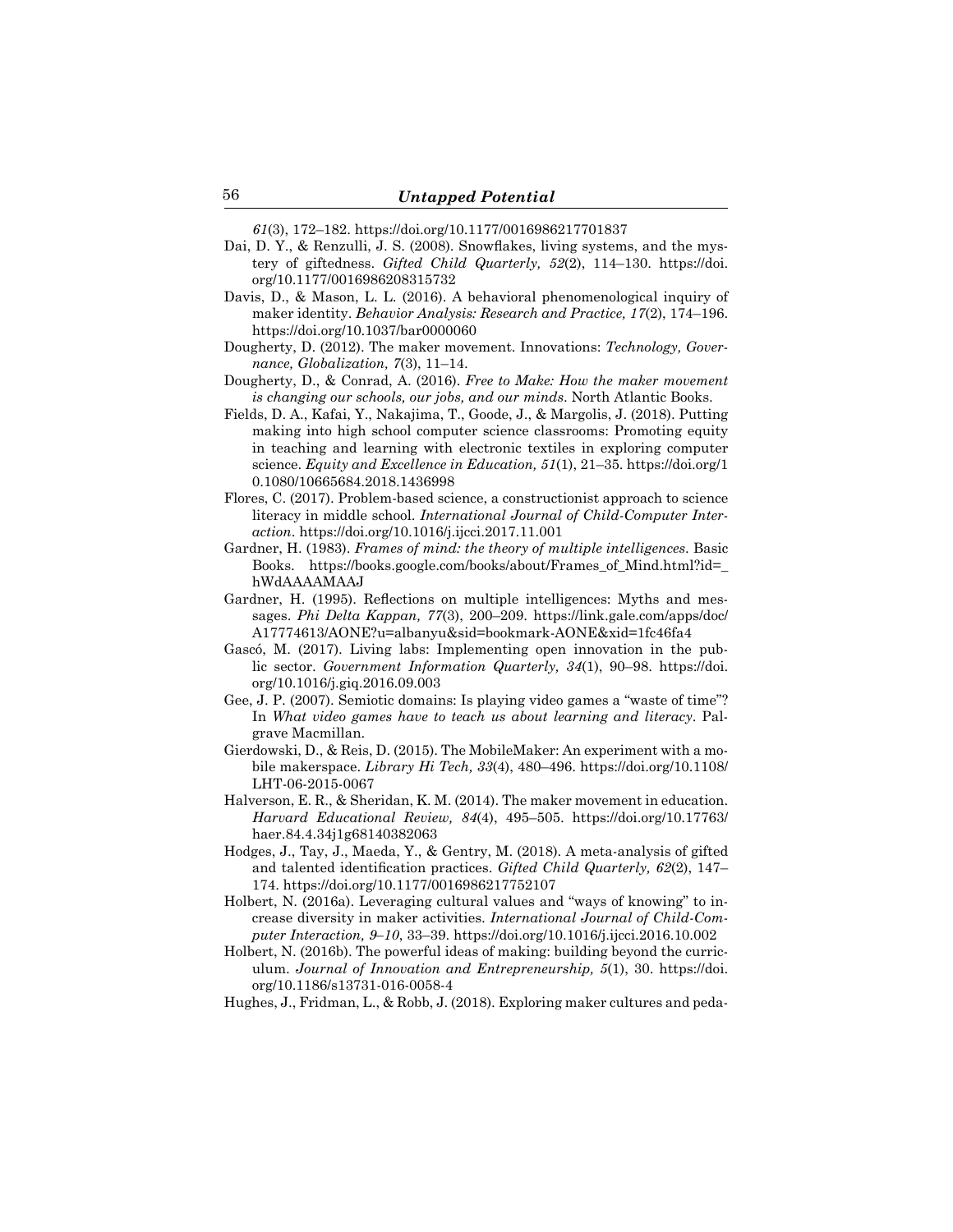*61*(3), 172–182. https://doi.org/10.1177/0016986217701837

Dai, D. Y., & Renzulli, J. S. (2008). Snowflakes, living systems, and the mystery of giftedness. *Gifted Child Quarterly, 52*(2), 114–130. https://doi.org/10.1177/0016986208315732

Davis, D., & Mason, L. L. (2016). A behavioral phenomenological inquiry of maker identity. *Behavior Analysis: Research and Practice, 17*(2), 174–196. https://doi.org/10.1037/bar0000060

Dougherty, D. (2012). The maker movement. Innovations: *Technology, Governance, Globalization, 7*(3), 11–14.

Dougherty, D., & Conrad, A. (2016). *Free to Make: How the maker movement is changing our schools, our jobs, and our minds*. North Atlantic Books.

Fields, D. A., Kafai, Y., Nakajima, T., Goode, J., & Margolis, J. (2018). Putting making into high school computer science classrooms: Promoting equity in teaching and learning with electronic textiles in exploring computer science. *Equity and Excellence in Education, 51*(1), 21–35. https://doi.org/10.1080/10665684.2018.1436998

Flores, C. (2017). Problem-based science, a constructionist approach to science literacy in middle school. *International Journal of Child-Computer Interaction*. https://doi.org/10.1016/j.ijcci.2017.11.001

Gardner, H. (1983). *Frames of mind: the theory of multiple intelligences*. Basic Books. https://books.google.com/books/about/Frames_of_Mind.html?id=_hWdAAAAMAAJ

Gardner, H. (1995). Reflections on multiple intelligences: Myths and messages. *Phi Delta Kappan, 77*(3), 200–209. https://link.gale.com/apps/doc/A17774613/AONE?u=albanyu&sid=bookmark-AONE&xid=1fc46fa4

Gascó, M. (2017). Living labs: Implementing open innovation in the public sector. *Government Information Quarterly, 34*(1), 90–98. https://doi.org/10.1016/j.giq.2016.09.003

Gee, J. P. (2007). Semiotic domains: Is playing video games a "waste of time"? In *What video games have to teach us about learning and literacy*. Palgrave Macmillan.

Gierdowski, D., & Reis, D. (2015). The MobileMaker: An experiment with a mobile makerspace. *Library Hi Tech, 33*(4), 480–496. https://doi.org/10.1108/LHT-06-2015-0067

Halverson, E. R., & Sheridan, K. M. (2014). The maker movement in education. *Harvard Educational Review, 84*(4), 495–505. https://doi.org/10.17763/haer.84.4.34j1g68140382063

Hodges, J., Tay, J., Maeda, Y., & Gentry, M. (2018). A meta-analysis of gifted and talented identification practices. *Gifted Child Quarterly, 62*(2), 147–174. https://doi.org/10.1177/0016986217752107

Holbert, N. (2016a). Leveraging cultural values and "ways of knowing" to increase diversity in maker activities. *International Journal of Child-Computer Interaction, 9–10*, 33–39. https://doi.org/10.1016/j.ijcci.2016.10.002

Holbert, N. (2016b). The powerful ideas of making: building beyond the curriculum. *Journal of Innovation and Entrepreneurship, 5*(1), 30. https://doi.org/10.1186/s13731-016-0058-4

Hughes, J., Fridman, L., & Robb, J. (2018). Exploring maker cultures and peda-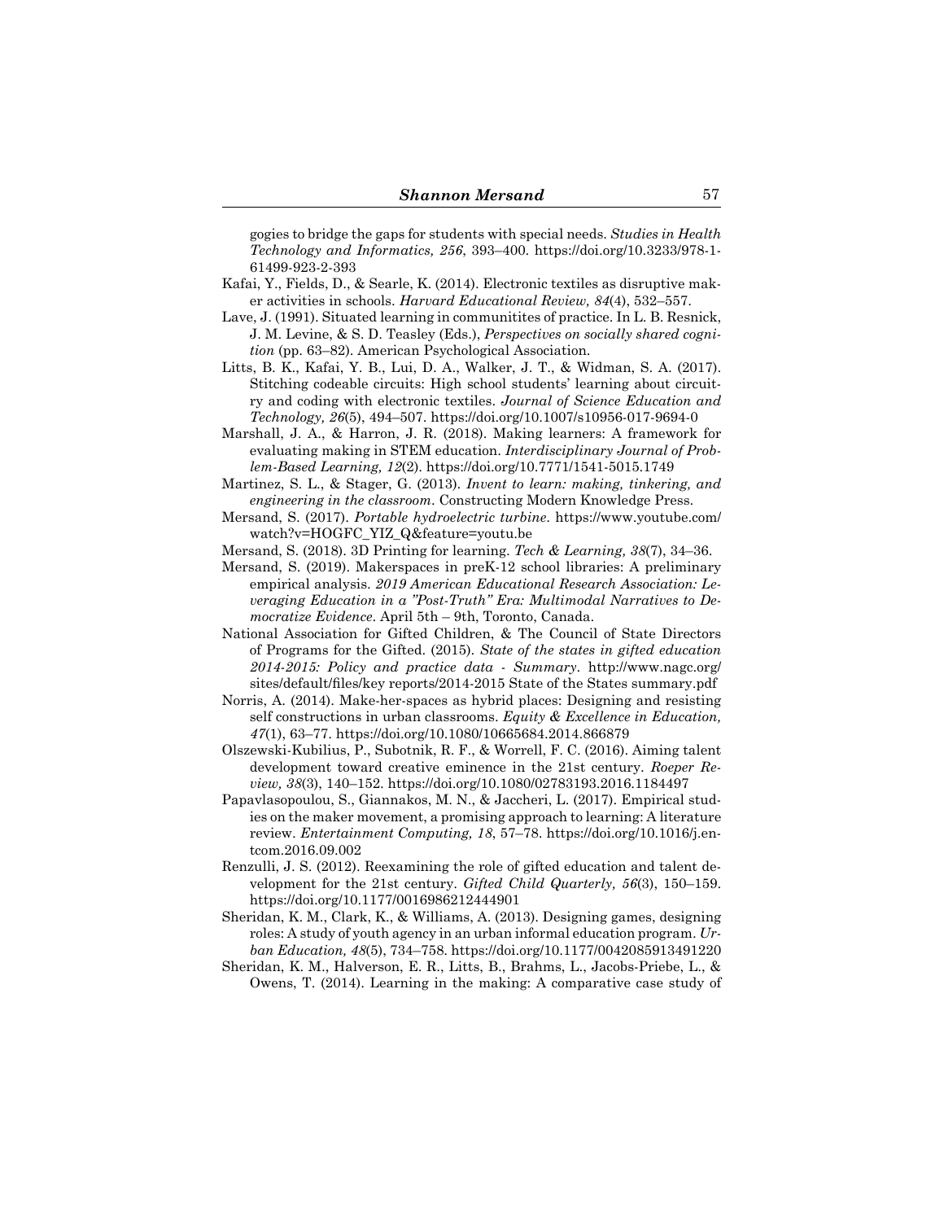gogies to bridge the gaps for students with special needs. *Studies in Health Technology and Informatics, 256*, 393–400. https://doi.org/10.3233/978-1-61499-923-2-393

Kafai, Y., Fields, D., & Searle, K. (2014). Electronic textiles as disruptive maker activities in schools. *Harvard Educational Review, 84*(4), 532–557.

Lave, J. (1991). Situated learning in communitites of practice. In L. B. Resnick, J. M. Levine, & S. D. Teasley (Eds.), *Perspectives on socially shared cognition* (pp. 63–82). American Psychological Association.

Litts, B. K., Kafai, Y. B., Lui, D. A., Walker, J. T., & Widman, S. A. (2017). Stitching codeable circuits: High school students' learning about circuitry and coding with electronic textiles. *Journal of Science Education and Technology, 26*(5), 494–507. https://doi.org/10.1007/s10956-017-9694-0

Marshall, J. A., & Harron, J. R. (2018). Making learners: A framework for evaluating making in STEM education. *Interdisciplinary Journal of Problem-Based Learning, 12*(2). https://doi.org/10.7771/1541-5015.1749

Martinez, S. L., & Stager, G. (2013). *Invent to learn: making, tinkering, and engineering in the classroom*. Constructing Modern Knowledge Press.

Mersand, S. (2017). *Portable hydroelectric turbine*. https://www.youtube.com/watch?v=HOGFC_YIZ_Q&feature=youtu.be

Mersand, S. (2018). 3D Printing for learning. *Tech & Learning, 38*(7), 34–36.

Mersand, S. (2019). Makerspaces in preK-12 school libraries: A preliminary empirical analysis. *2019 American Educational Research Association: Leveraging Education in a "Post-Truth" Era: Multimodal Narratives to Democratize Evidence*. April 5th – 9th, Toronto, Canada.

National Association for Gifted Children, & The Council of State Directors of Programs for the Gifted. (2015). *State of the states in gifted education 2014-2015: Policy and practice data - Summary*. http://www.nagc.org/sites/default/files/key reports/2014-2015 State of the States summary.pdf

Norris, A. (2014). Make-her-spaces as hybrid places: Designing and resisting self constructions in urban classrooms. *Equity & Excellence in Education, 47*(1), 63–77. https://doi.org/10.1080/10665684.2014.866879

Olszewski-Kubilius, P., Subotnik, R. F., & Worrell, F. C. (2016). Aiming talent development toward creative eminence in the 21st century. *Roeper Review, 38*(3), 140–152. https://doi.org/10.1080/02783193.2016.1184497

Papavlasopoulou, S., Giannakos, M. N., & Jaccheri, L. (2017). Empirical studies on the maker movement, a promising approach to learning: A literature review. *Entertainment Computing, 18*, 57–78. https://doi.org/10.1016/j.entcom.2016.09.002

Renzulli, J. S. (2012). Reexamining the role of gifted education and talent development for the 21st century. *Gifted Child Quarterly, 56*(3), 150–159. https://doi.org/10.1177/0016986212444901

Sheridan, K. M., Clark, K., & Williams, A. (2013). Designing games, designing roles: A study of youth agency in an urban informal education program. *Urban Education, 48*(5), 734–758. https://doi.org/10.1177/0042085913491220

Sheridan, K. M., Halverson, E. R., Litts, B., Brahms, L., Jacobs-Priebe, L., & Owens, T. (2014). Learning in the making: A comparative case study of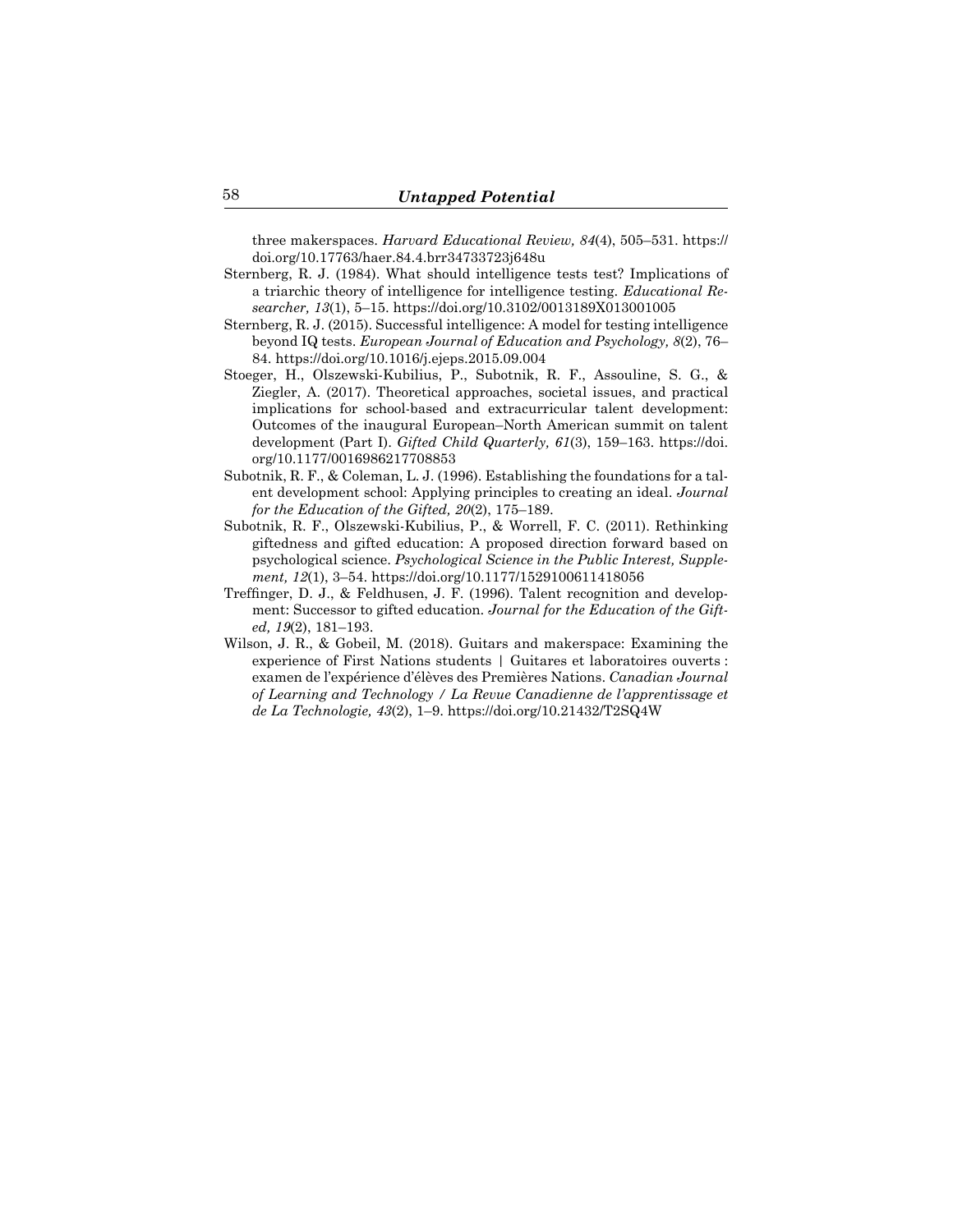three makerspaces. *Harvard Educational Review, 84*(4), 505–531. https://doi.org/10.17763/haer.84.4.brr34733723j648u

Sternberg, R. J. (1984). What should intelligence tests test? Implications of a triarchic theory of intelligence for intelligence testing. *Educational Researcher, 13*(1), 5–15. https://doi.org/10.3102/0013189X013001005

Sternberg, R. J. (2015). Successful intelligence: A model for testing intelligence beyond IQ tests. *European Journal of Education and Psychology, 8*(2), 76–84. https://doi.org/10.1016/j.ejeps.2015.09.004

Stoeger, H., Olszewski-Kubilius, P., Subotnik, R. F., Assouline, S. G., & Ziegler, A. (2017). Theoretical approaches, societal issues, and practical implications for school-based and extracurricular talent development: Outcomes of the inaugural European–North American summit on talent development (Part I). *Gifted Child Quarterly, 61*(3), 159–163. https://doi.org/10.1177/0016986217708853

Subotnik, R. F., & Coleman, L. J. (1996). Establishing the foundations for a talent development school: Applying principles to creating an ideal. *Journal for the Education of the Gifted, 20*(2), 175–189.

Subotnik, R. F., Olszewski-Kubilius, P., & Worrell, F. C. (2011). Rethinking giftedness and gifted education: A proposed direction forward based on psychological science. *Psychological Science in the Public Interest, Supplement, 12*(1), 3–54. https://doi.org/10.1177/1529100611418056

Treffinger, D. J., & Feldhusen, J. F. (1996). Talent recognition and development: Successor to gifted education. *Journal for the Education of the Gifted, 19*(2), 181–193.

Wilson, J. R., & Gobeil, M. (2018). Guitars and makerspace: Examining the experience of First Nations students | Guitares et laboratoires ouverts : examen de l'expérience d'élèves des Premières Nations. *Canadian Journal of Learning and Technology / La Revue Canadienne de l'apprentissage et de La Technologie, 43*(2), 1–9. https://doi.org/10.21432/T2SQ4W